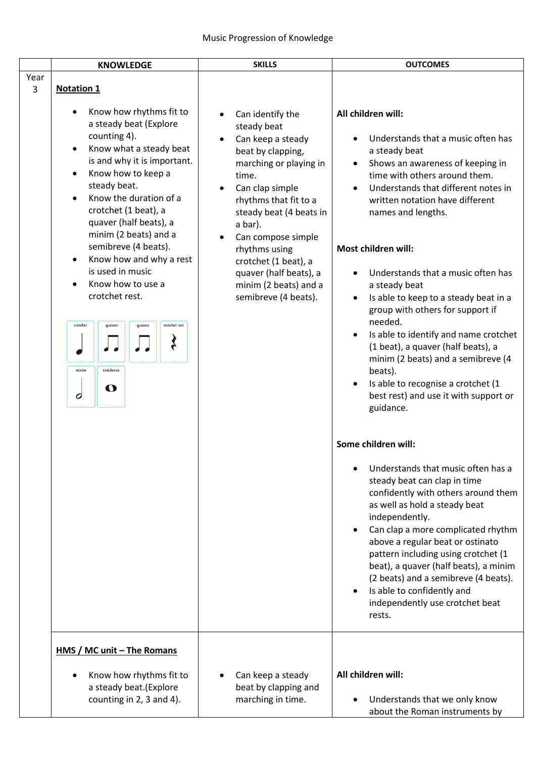Music Progression of Knowledge

| | KNOWLEDGE | SKILLS | OUTCOMES |
|---|---|---|---|
| Year 3 | **Notation 1**<br><br>• Know how rhythms fit to a steady beat (Explore counting 4).<br>• Know what a steady beat is and why it is important.<br>• Know how to keep a steady beat.<br>• Know the duration of a crotchet (1 beat), a quaver (half beats), a minim (2 beats) and a semibreve (4 beats).<br>• Know how and why a rest is used in music<br>• Know how to use a crotchet rest.<br><br>crotchet, quavers, quavers, crotchet rest, minim, semibreve | • Can identify the steady beat<br>• Can keep a steady beat by clapping, marching or playing in time.<br>• Can clap simple rhythms that fit to a steady beat (4 beats in a bar).<br>• Can compose simple rhythms using crotchet (1 beat), a quaver (half beats), a minim (2 beats) and a semibreve (4 beats). | **All children will:**<br><br>• Understands that a music often has a steady beat<br>• Shows an awareness of keeping in time with others around them.<br>• Understands that different notes in written notation have different names and lengths.<br><br>**Most children will:**<br><br>• Understands that a music often has a steady beat<br>• Is able to keep to a steady beat in a group with others for support if needed.<br>• Is able to identify and name crotchet (1 beat), a quaver (half beats), a minim (2 beats) and a semibreve (4 beats).<br>• Is able to recognise a crotchet (1 best rest) and use it with support or guidance.<br><br>**Some children will:**<br><br>• Understands that music often has a steady beat can clap in time confidently with others around them as well as hold a steady beat independently.<br>• Can clap a more complicated rhythm above a regular beat or ostinato pattern including using crotchet (1 beat), a quaver (half beats), a minim (2 beats) and a semibreve (4 beats).<br>• Is able to confidently and independently use crotchet beat rests. |
| | **HMS / MC unit – The Romans**<br><br>• Know how rhythms fit to a steady beat.(Explore counting in 2, 3 and 4). | • Can keep a steady beat by clapping and marching in time. | **All children will:**<br><br>• Understands that we only know about the Roman instruments by |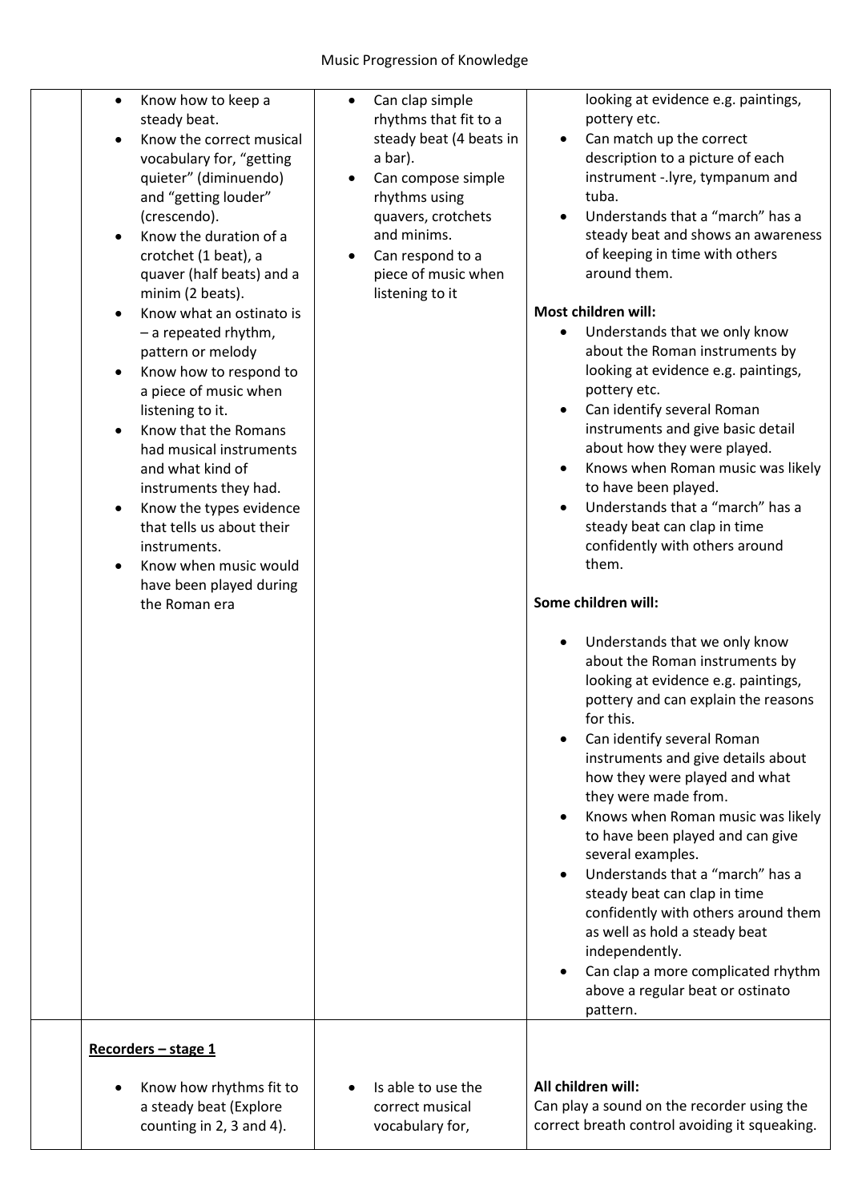Music Progression of Knowledge

| | | | |
|---|---|---|---|
| | • Know how to keep a steady beat.<br>• Know the correct musical vocabulary for, "getting quieter" (diminuendo) and "getting louder" (crescendo).<br>• Know the duration of a crotchet (1 beat), a quaver (half beats) and a minim (2 beats).<br>• Know what an ostinato is – a repeated rhythm, pattern or melody<br>• Know how to respond to a piece of music when listening to it.<br>• Know that the Romans had musical instruments and what kind of instruments they had.<br>• Know the types evidence that tells us about their instruments.<br>• Know when music would have been played during the Roman era | • Can clap simple rhythms that fit to a steady beat (4 beats in a bar).<br>• Can compose simple rhythms using quavers, crotchets and minims.<br>• Can respond to a piece of music when listening to it | looking at evidence e.g. paintings, pottery etc.<br>• Can match up the correct description to a picture of each instrument -.lyre, tympanum and tuba.<br>• Understands that a "march" has a steady beat and shows an awareness of keeping in time with others around them.<br><br>**Most children will:**<br>• Understands that we only know about the Roman instruments by looking at evidence e.g. paintings, pottery etc.<br>• Can identify several Roman instruments and give basic detail about how they were played.<br>• Knows when Roman music was likely to have been played.<br>• Understands that a "march" has a steady beat can clap in time confidently with others around them.<br><br>**Some children will:**<br>• Understands that we only know about the Roman instruments by looking at evidence e.g. paintings, pottery and can explain the reasons for this.<br>• Can identify several Roman instruments and give details about how they were played and what they were made from.<br>• Knows when Roman music was likely to have been played and can give several examples.<br>• Understands that a "march" has a steady beat can clap in time confidently with others around them as well as hold a steady beat independently.<br>• Can clap a more complicated rhythm above a regular beat or ostinato pattern. |
| | **Recorders – stage 1**<br><br>• Know how rhythms fit to a steady beat (Explore counting in 2, 3 and 4). | • Is able to use the correct musical vocabulary for, | **All children will:**<br>Can play a sound on the recorder using the correct breath control avoiding it squeaking. |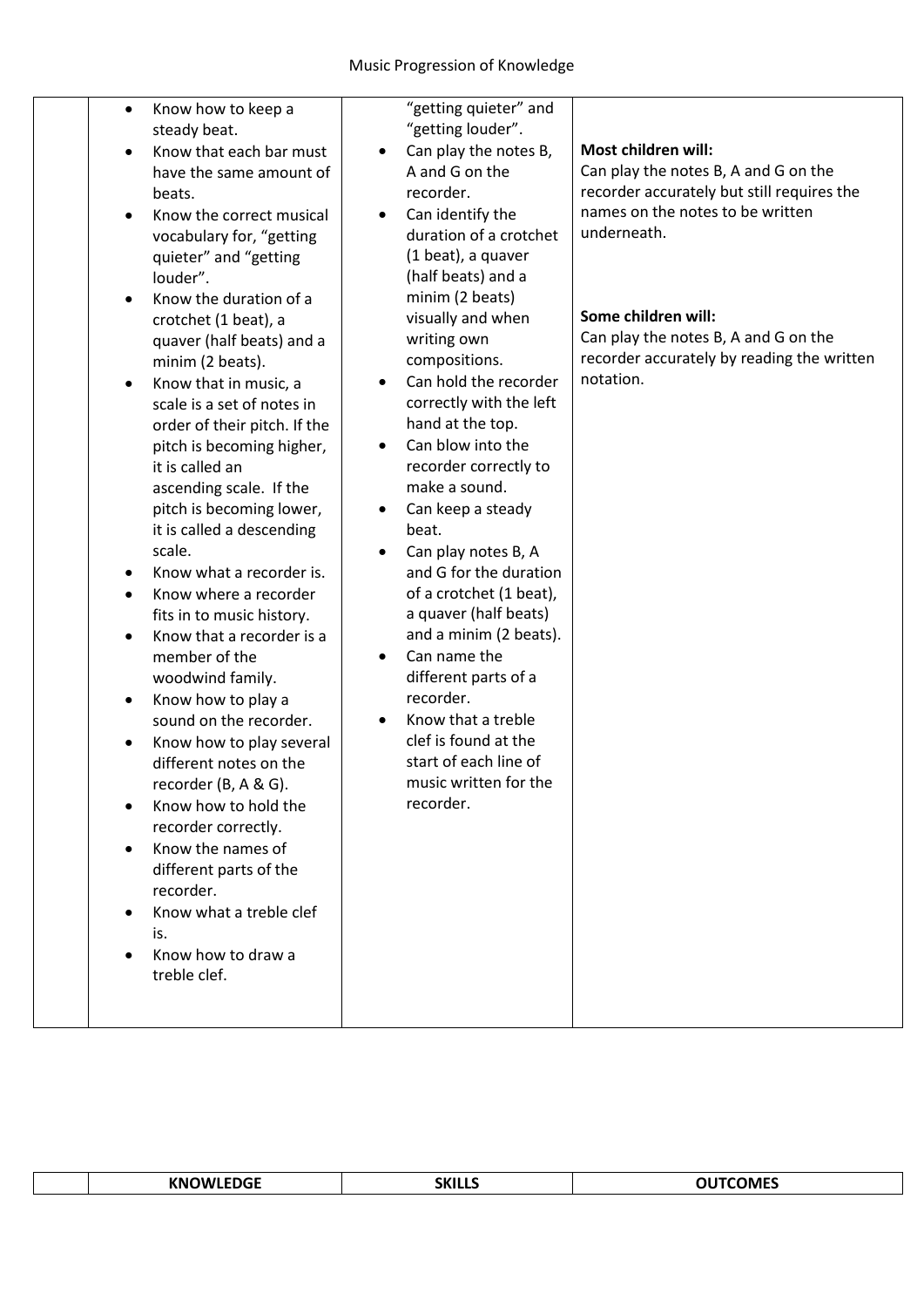| | KNOWLEDGE | SKILLS | OUTCOMES |
|---|---|---|---|
| | • Know how to keep a steady beat.<br>• Know that each bar must have the same amount of beats.<br>• Know the correct musical vocabulary for, "getting quieter" and "getting louder".<br>• Know the duration of a crotchet (1 beat), a quaver (half beats) and a minim (2 beats).<br>• Know that in music, a scale is a set of notes in order of their pitch. If the pitch is becoming higher, it is called an ascending scale. If the pitch is becoming lower, it is called a descending scale.<br>• Know what a recorder is.<br>• Know where a recorder fits in to music history.<br>• Know that a recorder is a member of the woodwind family.<br>• Know how to play a sound on the recorder.<br>• Know how to play several different notes on the recorder (B, A & G).<br>• Know how to hold the recorder correctly.<br>• Know the names of different parts of the recorder.<br>• Know what a treble clef is.<br>• Know how to draw a treble clef. | "getting quieter" and "getting louder".<br>• Can play the notes B, A and G on the recorder.<br>• Can identify the duration of a crotchet (1 beat), a quaver (half beats) and a minim (2 beats) visually and when writing own compositions.<br>• Can hold the recorder correctly with the left hand at the top.<br>• Can blow into the recorder correctly to make a sound.<br>• Can keep a steady beat.<br>• Can play notes B, A and G for the duration of a crotchet (1 beat), a quaver (half beats) and a minim (2 beats).<br>• Can name the different parts of a recorder.<br>• Know that a treble clef is found at the start of each line of music written for the recorder. | **Most children will:**<br>Can play the notes B, A and G on the recorder accurately but still requires the names on the notes to be written underneath.<br><br>**Some children will:**<br>Can play the notes B, A and G on the recorder accurately by reading the written notation. |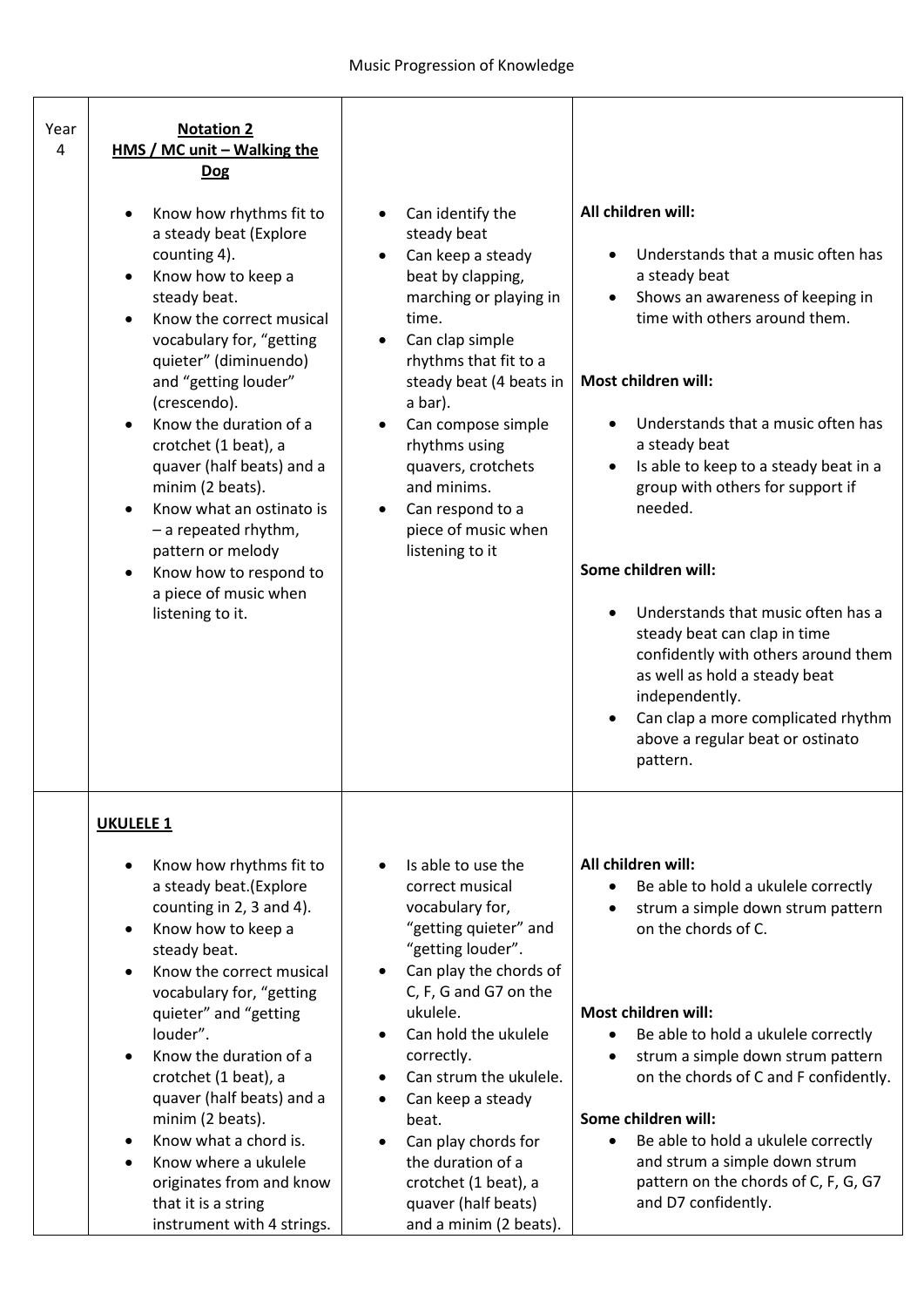| Year 4 | **Notation 2**<br>**HMS / MC unit – Walking the Dog**<br><br>• Know how rhythms fit to a steady beat (Explore counting 4).<br>• Know how to keep a steady beat.<br>• Know the correct musical vocabulary for, "getting quieter" (diminuendo) and "getting louder" (crescendo).<br>• Know the duration of a crotchet (1 beat), a quaver (half beats) and a minim (2 beats).<br>• Know what an ostinato is – a repeated rhythm, pattern or melody<br>• Know how to respond to a piece of music when listening to it. | • Can identify the steady beat<br>• Can keep a steady beat by clapping, marching or playing in time.<br>• Can clap simple rhythms that fit to a steady beat (4 beats in a bar).<br>• Can compose simple rhythms using quavers, crotchets and minims.<br>• Can respond to a piece of music when listening to it | **All children will:**<br>• Understands that a music often has a steady beat<br>• Shows an awareness of keeping in time with others around them.<br><br>**Most children will:**<br>• Understands that a music often has a steady beat<br>• Is able to keep to a steady beat in a group with others for support if needed.<br><br>**Some children will:**<br>• Understands that music often has a steady beat can clap in time confidently with others around them as well as hold a steady beat independently.<br>• Can clap a more complicated rhythm above a regular beat or ostinato pattern. |
|---|---|---|---|
| | **UKULELE 1**<br><br>• Know how rhythms fit to a steady beat.(Explore counting in 2, 3 and 4).<br>• Know how to keep a steady beat.<br>• Know the correct musical vocabulary for, "getting quieter" and "getting louder".<br>• Know the duration of a crotchet (1 beat), a quaver (half beats) and a minim (2 beats).<br>• Know what a chord is.<br>• Know where a ukulele originates from and know that it is a string instrument with 4 strings. | • Is able to use the correct musical vocabulary for, "getting quieter" and "getting louder".<br>• Can play the chords of C, F, G and G7 on the ukulele.<br>• Can hold the ukulele correctly.<br>• Can strum the ukulele.<br>• Can keep a steady beat.<br>• Can play chords for the duration of a crotchet (1 beat), a quaver (half beats) and a minim (2 beats). | **All children will:**<br>• Be able to hold a ukulele correctly<br>• strum a simple down strum pattern on the chords of C.<br><br>**Most children will:**<br>• Be able to hold a ukulele correctly<br>• strum a simple down strum pattern on the chords of C and F confidently.<br><br>**Some children will:**<br>• Be able to hold a ukulele correctly and strum a simple down strum pattern on the chords of C, F, G, G7 and D7 confidently. |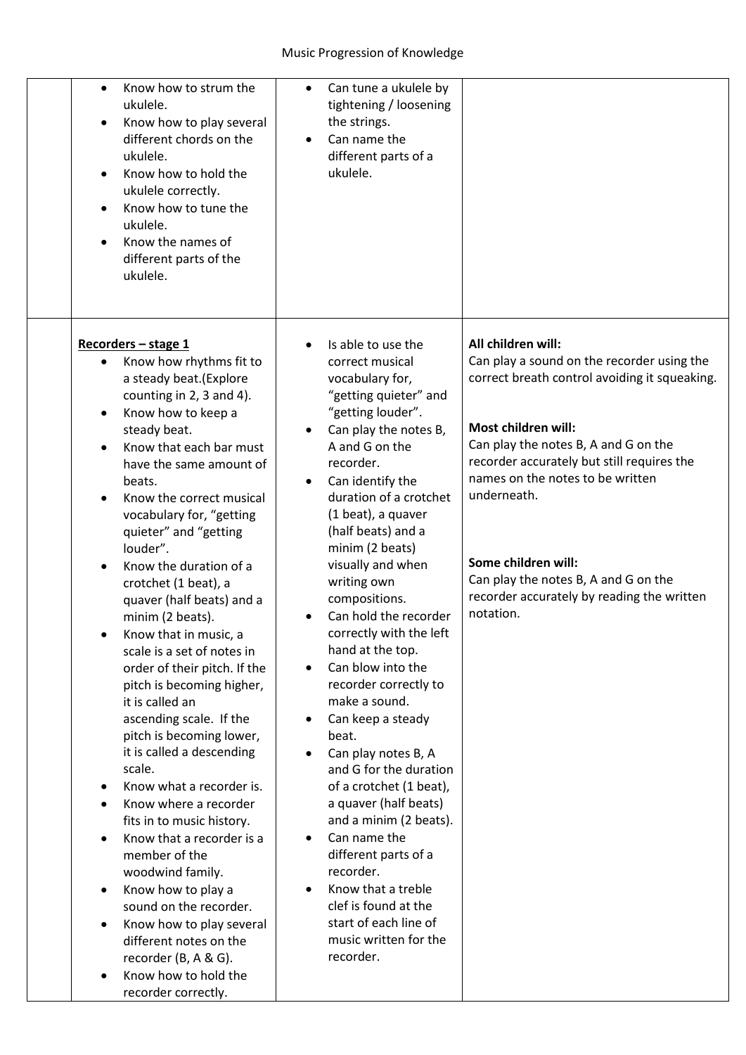Music Progression of Knowledge

| | | | |
|---|---|---|---|
| | • Know how to strum the ukulele.<br>• Know how to play several different chords on the ukulele.<br>• Know how to hold the ukulele correctly.<br>• Know how to tune the ukulele.<br>• Know the names of different parts of the ukulele. | • Can tune a ukulele by tightening / loosening the strings.<br>• Can name the different parts of a ukulele. | |
| | **Recorders – stage 1**<br>• Know how rhythms fit to a steady beat.(Explore counting in 2, 3 and 4).<br>• Know how to keep a steady beat.<br>• Know that each bar must have the same amount of beats.<br>• Know the correct musical vocabulary for, "getting quieter" and "getting louder".<br>• Know the duration of a crotchet (1 beat), a quaver (half beats) and a minim (2 beats).<br>• Know that in music, a scale is a set of notes in order of their pitch. If the pitch is becoming higher, it is called an ascending scale. If the pitch is becoming lower, it is called a descending scale.<br>• Know what a recorder is.<br>• Know where a recorder fits in to music history.<br>• Know that a recorder is a member of the woodwind family.<br>• Know how to play a sound on the recorder.<br>• Know how to play several different notes on the recorder (B, A & G).<br>• Know how to hold the recorder correctly. | • Is able to use the correct musical vocabulary for, "getting quieter" and "getting louder".<br>• Can play the notes B, A and G on the recorder.<br>• Can identify the duration of a crotchet (1 beat), a quaver (half beats) and a minim (2 beats) visually and when writing own compositions.<br>• Can hold the recorder correctly with the left hand at the top.<br>• Can blow into the recorder correctly to make a sound.<br>• Can keep a steady beat.<br>• Can play notes B, A and G for the duration of a crotchet (1 beat), a quaver (half beats) and a minim (2 beats).<br>• Can name the different parts of a recorder.<br>• Know that a treble clef is found at the start of each line of music written for the recorder. | **All children will:**<br>Can play a sound on the recorder using the correct breath control avoiding it squeaking.<br><br>**Most children will:**<br>Can play the notes B, A and G on the recorder accurately but still requires the names on the notes to be written underneath.<br><br>**Some children will:**<br>Can play the notes B, A and G on the recorder accurately by reading the written notation. |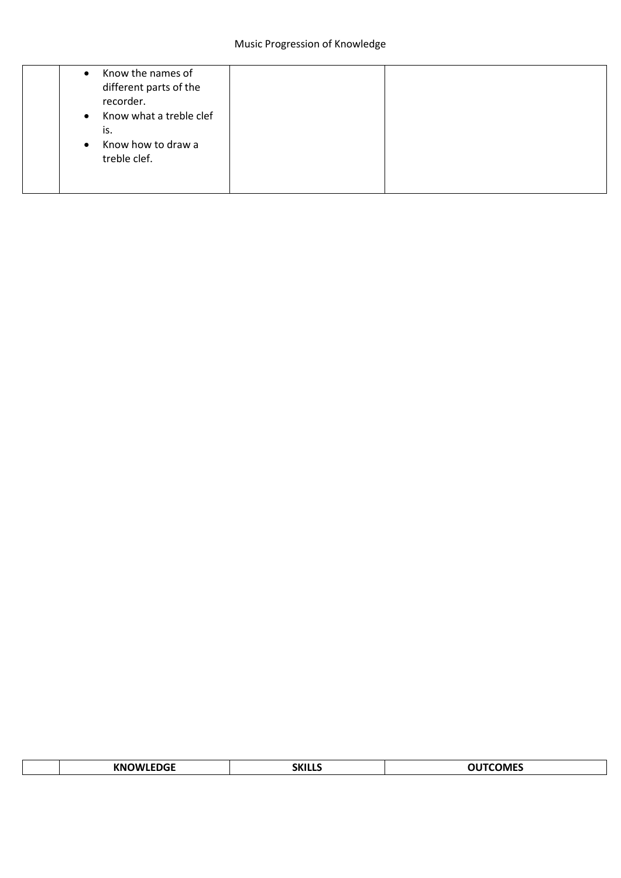| | | | |
|---|---|---|---|
| | • Know the names of different parts of the recorder.<br>• Know what a treble clef is.<br>• Know how to draw a treble clef. | | |

| | **KNOWLEDGE** | **SKILLS** | **OUTCOMES** |
|---|---|---|---|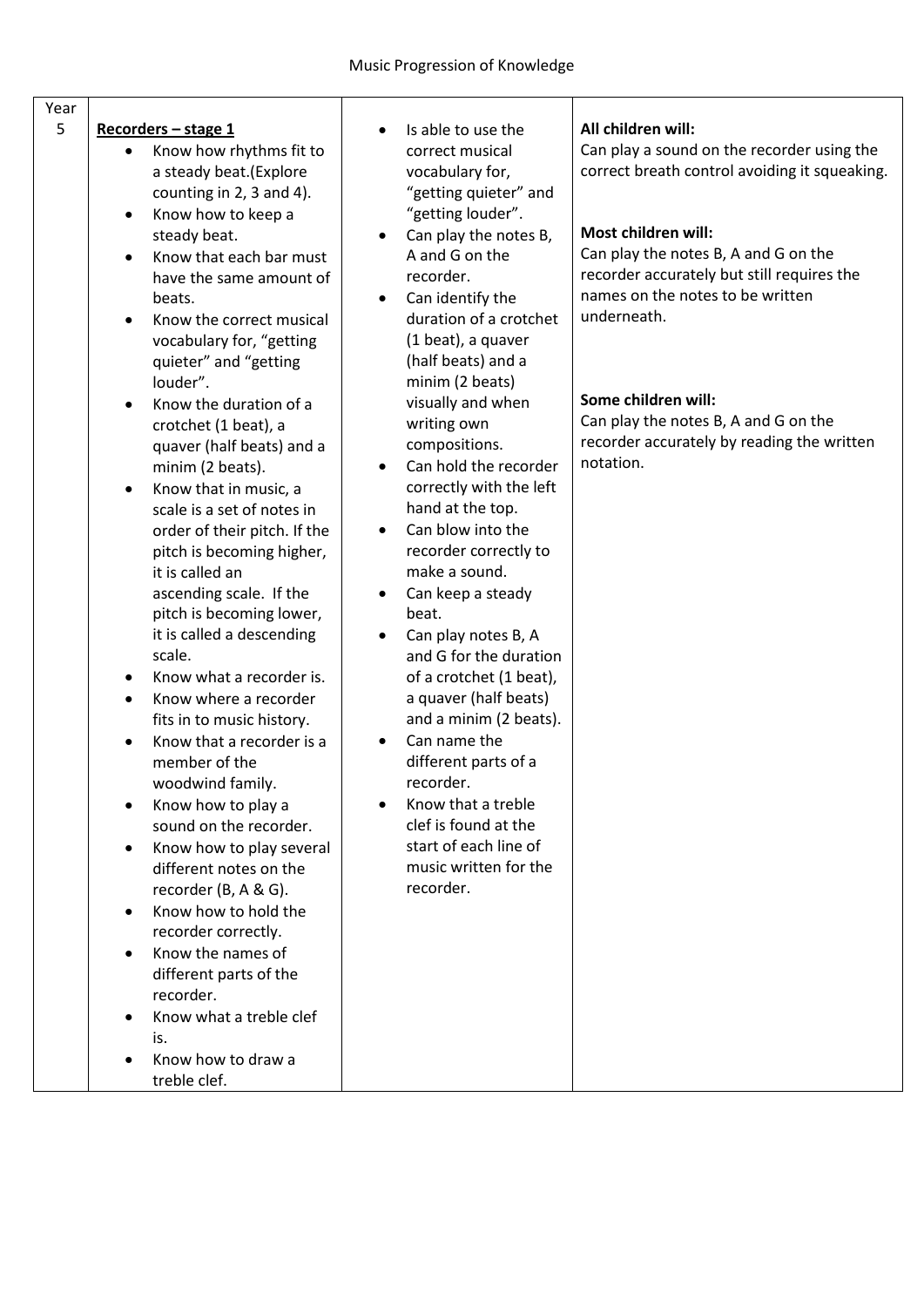Music Progression of Knowledge

| Year | | | |
|---|---|---|---|
| 5 | **Recorders – stage 1**<br>• Know how rhythms fit to a steady beat.(Explore counting in 2, 3 and 4).<br>• Know how to keep a steady beat.<br>• Know that each bar must have the same amount of beats.<br>• Know the correct musical vocabulary for, "getting quieter" and "getting louder".<br>• Know the duration of a crotchet (1 beat), a quaver (half beats) and a minim (2 beats).<br>• Know that in music, a scale is a set of notes in order of their pitch. If the pitch is becoming higher, it is called an ascending scale. If the pitch is becoming lower, it is called a descending scale.<br>• Know what a recorder is.<br>• Know where a recorder fits in to music history.<br>• Know that a recorder is a member of the woodwind family.<br>• Know how to play a sound on the recorder.<br>• Know how to play several different notes on the recorder (B, A & G).<br>• Know how to hold the recorder correctly.<br>• Know the names of different parts of the recorder.<br>• Know what a treble clef is.<br>• Know how to draw a treble clef. | • Is able to use the correct musical vocabulary for, "getting quieter" and "getting louder".<br>• Can play the notes B, A and G on the recorder.<br>• Can identify the duration of a crotchet (1 beat), a quaver (half beats) and a minim (2 beats) visually and when writing own compositions.<br>• Can hold the recorder correctly with the left hand at the top.<br>• Can blow into the recorder correctly to make a sound.<br>• Can keep a steady beat.<br>• Can play notes B, A and G for the duration of a crotchet (1 beat), a quaver (half beats) and a minim (2 beats).<br>• Can name the different parts of a recorder.<br>• Know that a treble clef is found at the start of each line of music written for the recorder. | **All children will:**<br>Can play a sound on the recorder using the correct breath control avoiding it squeaking.<br><br>**Most children will:**<br>Can play the notes B, A and G on the recorder accurately but still requires the names on the notes to be written underneath.<br><br>**Some children will:**<br>Can play the notes B, A and G on the recorder accurately by reading the written notation. |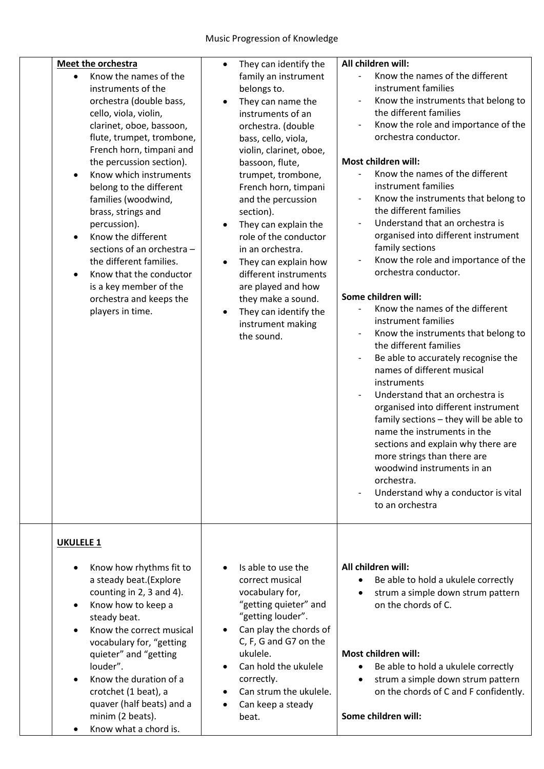Music Progression of Knowledge

| | | | |
|---|---|---|---|
| | **Meet the orchestra**<br>• Know the names of the instruments of the orchestra (double bass, cello, viola, violin, clarinet, oboe, bassoon, flute, trumpet, trombone, French horn, timpani and the percussion section).<br>• Know which instruments belong to the different families (woodwind, brass, strings and percussion).<br>• Know the different sections of an orchestra – the different families.<br>• Know that the conductor is a key member of the orchestra and keeps the players in time. | • They can identify the family an instrument belongs to.<br>• They can name the instruments of an orchestra. (double bass, cello, viola, violin, clarinet, oboe, bassoon, flute, trumpet, trombone, French horn, timpani and the percussion section).<br>• They can explain the role of the conductor in an orchestra.<br>• They can explain how different instruments are played and how they make a sound.<br>• They can identify the instrument making the sound. | **All children will:**<br>- Know the names of the different instrument families<br>- Know the instruments that belong to the different families<br>- Know the role and importance of the orchestra conductor.<br><br>**Most children will:**<br>- Know the names of the different instrument families<br>- Know the instruments that belong to the different families<br>- Understand that an orchestra is organised into different instrument family sections<br>- Know the role and importance of the orchestra conductor.<br><br>**Some children will:**<br>- Know the names of the different instrument families<br>- Know the instruments that belong to the different families<br>- Be able to accurately recognise the names of different musical instruments<br>- Understand that an orchestra is organised into different instrument family sections – they will be able to name the instruments in the sections and explain why there are more strings than there are woodwind instruments in an orchestra.<br>- Understand why a conductor is vital to an orchestra |
| | **UKULELE 1**<br>• Know how rhythms fit to a steady beat.(Explore counting in 2, 3 and 4).<br>• Know how to keep a steady beat.<br>• Know the correct musical vocabulary for, "getting quieter" and "getting louder".<br>• Know the duration of a crotchet (1 beat), a quaver (half beats) and a minim (2 beats).<br>• Know what a chord is. | • Is able to use the correct musical vocabulary for, "getting quieter" and "getting louder".<br>• Can play the chords of C, F, G and G7 on the ukulele.<br>• Can hold the ukulele correctly.<br>• Can strum the ukulele.<br>• Can keep a steady beat. | **All children will:**<br>• Be able to hold a ukulele correctly<br>• strum a simple down strum pattern on the chords of C.<br><br>**Most children will:**<br>• Be able to hold a ukulele correctly<br>• strum a simple down strum pattern on the chords of C and F confidently.<br><br>**Some children will:** |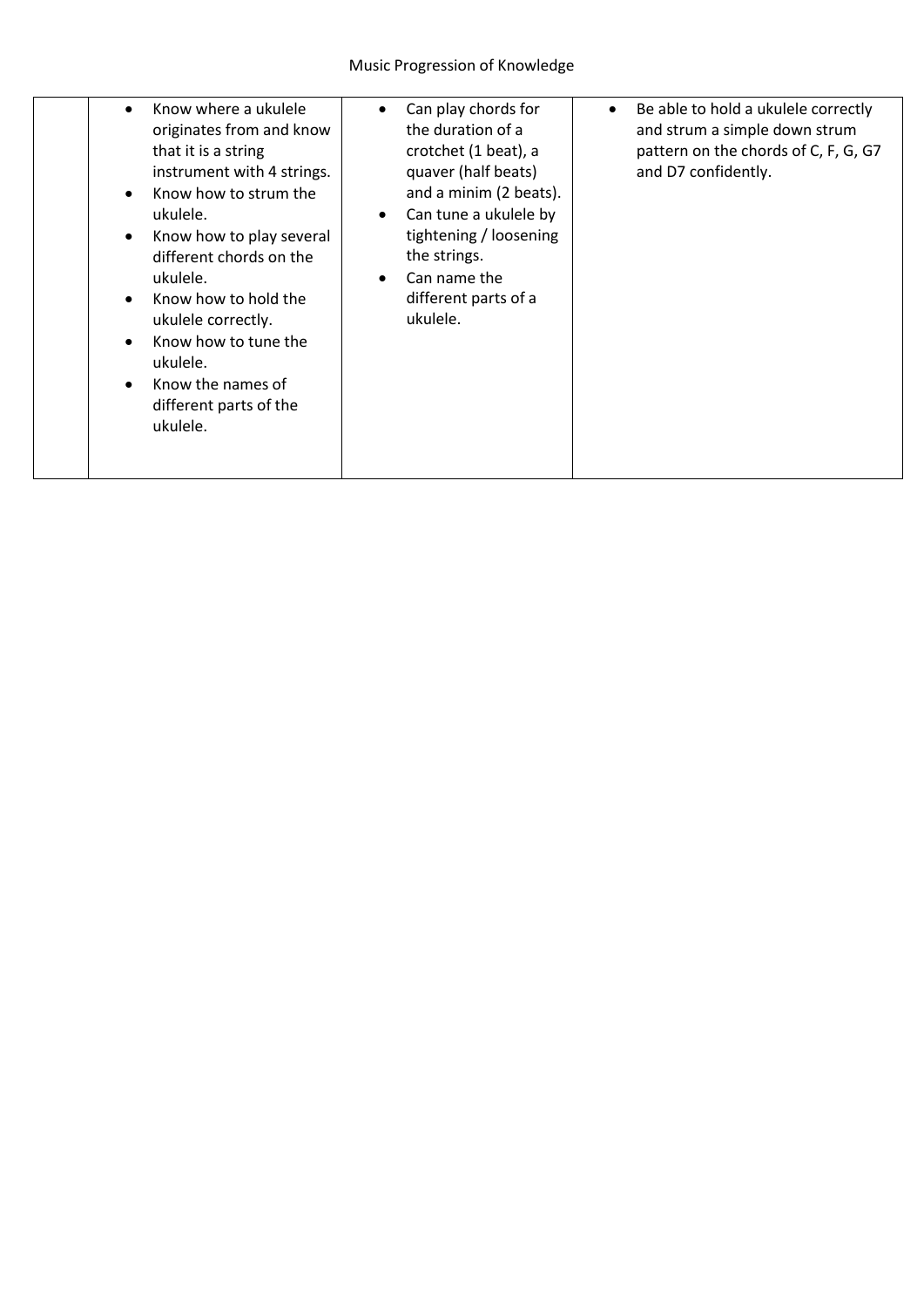| | | | |
|---|---|---|---|
| | <ul><li>Know where a ukulele originates from and know that it is a string instrument with 4 strings.</li><li>Know how to strum the ukulele.</li><li>Know how to play several different chords on the ukulele.</li><li>Know how to hold the ukulele correctly.</li><li>Know how to tune the ukulele.</li><li>Know the names of different parts of the ukulele.</li></ul> | <ul><li>Can play chords for the duration of a crotchet (1 beat), a quaver (half beats) and a minim (2 beats).</li><li>Can tune a ukulele by tightening / loosening the strings.</li><li>Can name the different parts of a ukulele.</li></ul> | <ul><li>Be able to hold a ukulele correctly and strum a simple down strum pattern on the chords of C, F, G, G7 and D7 confidently.</li></ul> |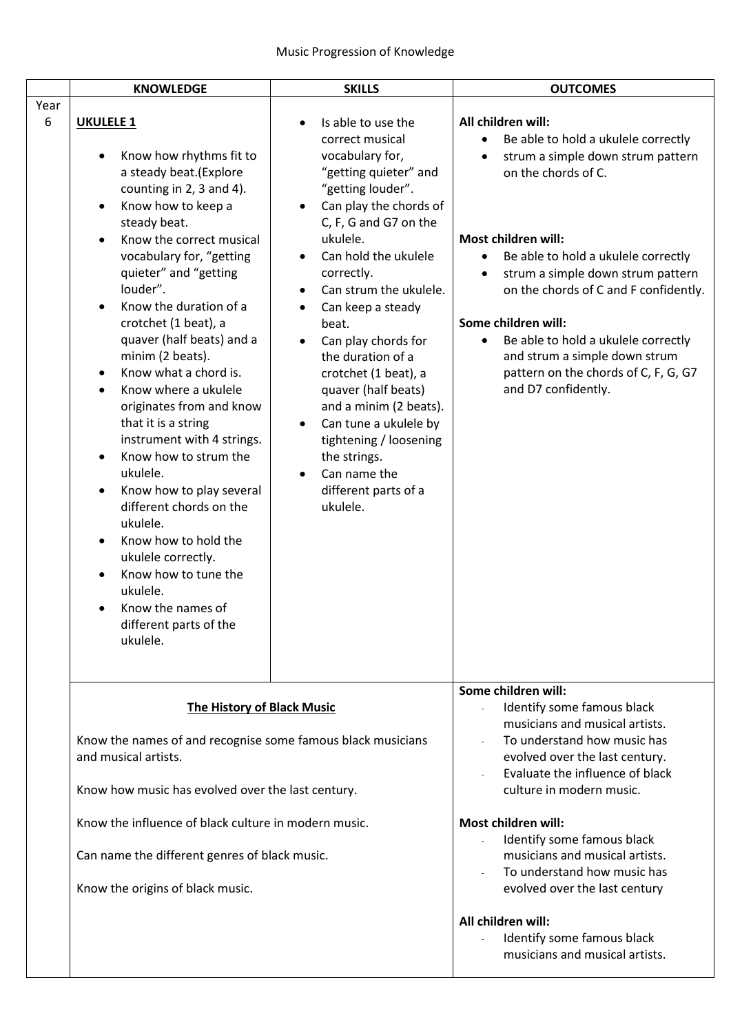Music Progression of Knowledge

| | KNOWLEDGE | SKILLS | OUTCOMES |
|---|---|---|---|
| Year 6 | **UKULELE 1**<br><br>• Know how rhythms fit to a steady beat.(Explore counting in 2, 3 and 4).<br>• Know how to keep a steady beat.<br>• Know the correct musical vocabulary for, "getting quieter" and "getting louder".<br>• Know the duration of a crotchet (1 beat), a quaver (half beats) and a minim (2 beats).<br>• Know what a chord is.<br>• Know where a ukulele originates from and know that it is a string instrument with 4 strings.<br>• Know how to strum the ukulele.<br>• Know how to play several different chords on the ukulele.<br>• Know how to hold the ukulele correctly.<br>• Know how to tune the ukulele.<br>• Know the names of different parts of the ukulele. | • Is able to use the correct musical vocabulary for, "getting quieter" and "getting louder".<br>• Can play the chords of C, F, G and G7 on the ukulele.<br>• Can hold the ukulele correctly.<br>• Can strum the ukulele.<br>• Can keep a steady beat.<br>• Can play chords for the duration of a crotchet (1 beat), a quaver (half beats) and a minim (2 beats).<br>• Can tune a ukulele by tightening / loosening the strings.<br>• Can name the different parts of a ukulele. | **All children will:**<br>• Be able to hold a ukulele correctly<br>• strum a simple down strum pattern on the chords of C.<br><br>**Most children will:**<br>• Be able to hold a ukulele correctly<br>• strum a simple down strum pattern on the chords of C and F confidently.<br><br>**Some children will:**<br>• Be able to hold a ukulele correctly and strum a simple down strum pattern on the chords of C, F, G, G7 and D7 confidently. |
| | **The History of Black Music**<br><br>Know the names of and recognise some famous black musicians and musical artists.<br><br>Know how music has evolved over the last century.<br><br>Know the influence of black culture in modern music.<br><br>Can name the different genres of black music.<br><br>Know the origins of black music. | | **Some children will:**<br>- Identify some famous black musicians and musical artists.<br>- To understand how music has evolved over the last century.<br>- Evaluate the influence of black culture in modern music.<br><br>**Most children will:**<br>- Identify some famous black musicians and musical artists.<br>- To understand how music has evolved over the last century<br><br>**All children will:**<br>- Identify some famous black musicians and musical artists. |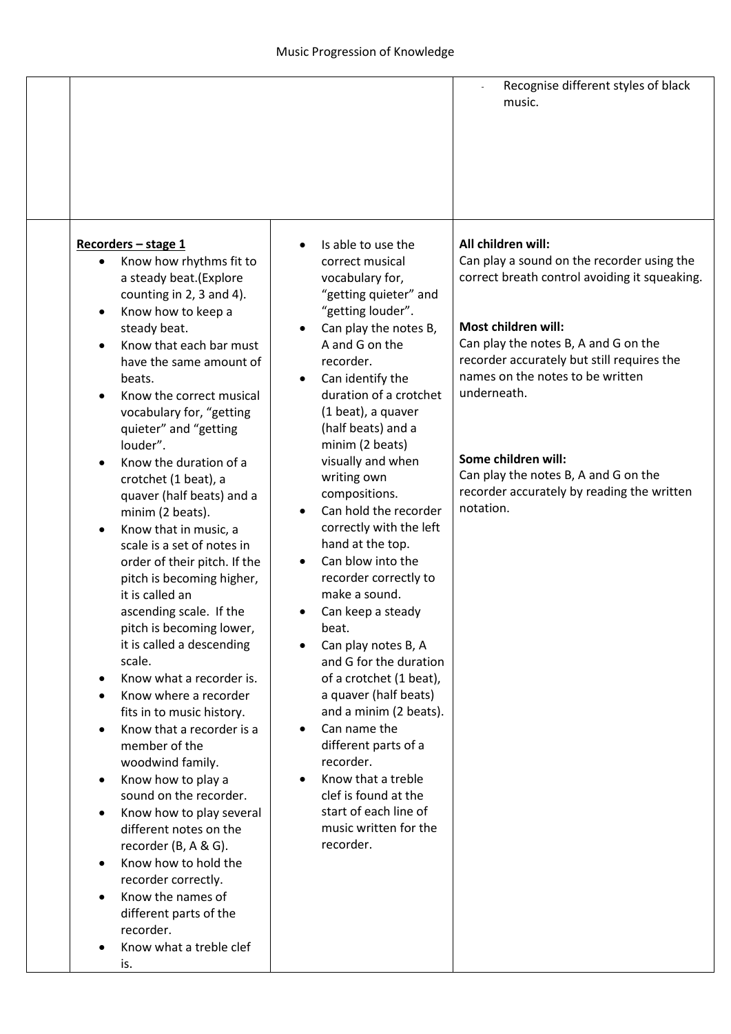| | | | |
|---|---|---|---|
| | | | - Recognise different styles of black music. |
| | **Recorders – stage 1**<br>• Know how rhythms fit to a steady beat.(Explore counting in 2, 3 and 4).<br>• Know how to keep a steady beat.<br>• Know that each bar must have the same amount of beats.<br>• Know the correct musical vocabulary for, "getting quieter" and "getting louder".<br>• Know the duration of a crotchet (1 beat), a quaver (half beats) and a minim (2 beats).<br>• Know that in music, a scale is a set of notes in order of their pitch. If the pitch is becoming higher, it is called an ascending scale. If the pitch is becoming lower, it is called a descending scale.<br>• Know what a recorder is.<br>• Know where a recorder fits in to music history.<br>• Know that a recorder is a member of the woodwind family.<br>• Know how to play a sound on the recorder.<br>• Know how to play several different notes on the recorder (B, A & G).<br>• Know how to hold the recorder correctly.<br>• Know the names of different parts of the recorder.<br>• Know what a treble clef is. | • Is able to use the correct musical vocabulary for, "getting quieter" and "getting louder".<br>• Can play the notes B, A and G on the recorder.<br>• Can identify the duration of a crotchet (1 beat), a quaver (half beats) and a minim (2 beats) visually and when writing own compositions.<br>• Can hold the recorder correctly with the left hand at the top.<br>• Can blow into the recorder correctly to make a sound.<br>• Can keep a steady beat.<br>• Can play notes B, A and G for the duration of a crotchet (1 beat), a quaver (half beats) and a minim (2 beats).<br>• Can name the different parts of a recorder.<br>• Know that a treble clef is found at the start of each line of music written for the recorder. | **All children will:**<br>Can play a sound on the recorder using the correct breath control avoiding it squeaking.<br><br>**Most children will:**<br>Can play the notes B, A and G on the recorder accurately but still requires the names on the notes to be written underneath.<br><br>**Some children will:**<br>Can play the notes B, A and G on the recorder accurately by reading the written notation. |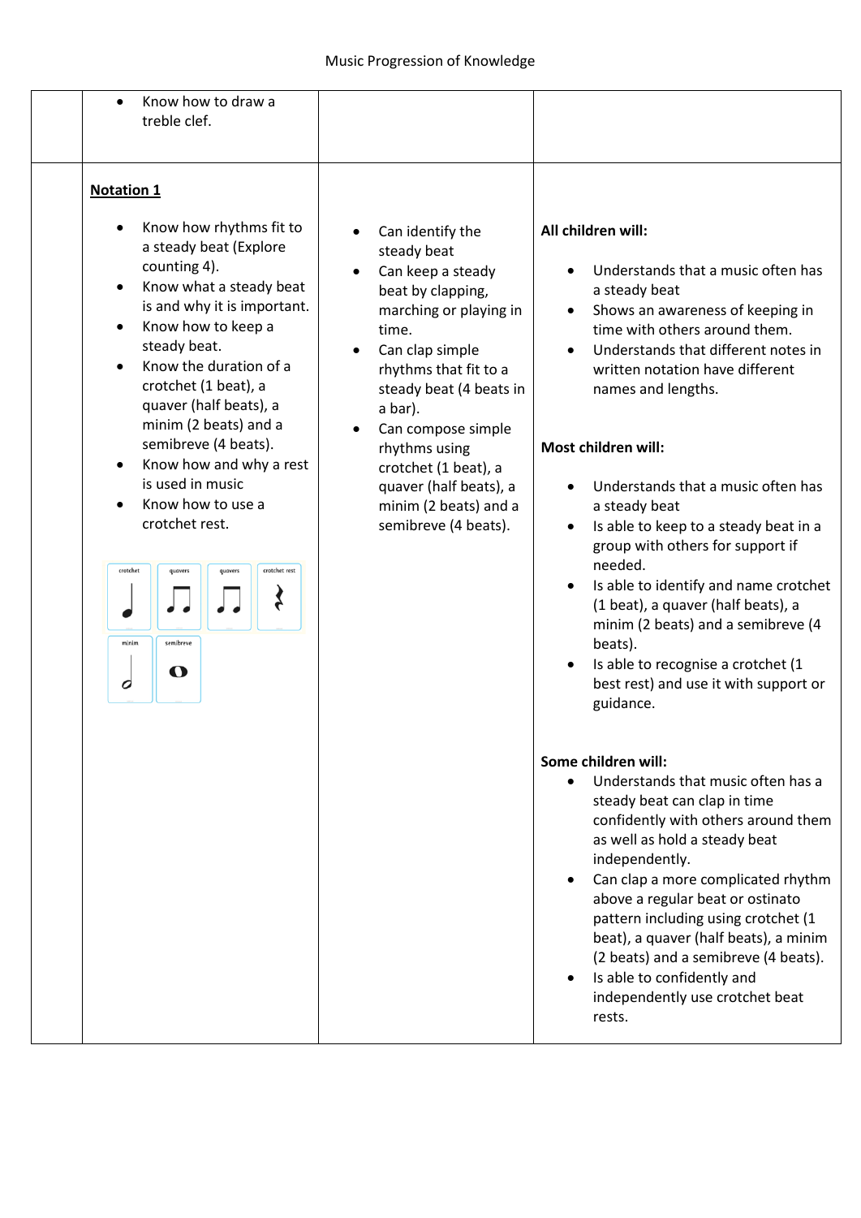| | | | |
|---|---|---|---|
| | • Know how to draw a treble clef. | | |
| | **Notation 1**<br><br>• Know how rhythms fit to a steady beat (Explore counting 4).<br>• Know what a steady beat is and why it is important.<br>• Know how to keep a steady beat.<br>• Know the duration of a crotchet (1 beat), a quaver (half beats), a minim (2 beats) and a semibreve (4 beats).<br>• Know how and why a rest is used in music<br>• Know how to use a crotchet rest.<br><br>crotchet quavers quavers crotchet rest minim semibreve | • Can identify the steady beat<br>• Can keep a steady beat by clapping, marching or playing in time.<br>• Can clap simple rhythms that fit to a steady beat (4 beats in a bar).<br>• Can compose simple rhythms using crotchet (1 beat), a quaver (half beats), a minim (2 beats) and a semibreve (4 beats). | **All children will:**<br><br>• Understands that a music often has a steady beat<br>• Shows an awareness of keeping in time with others around them.<br>• Understands that different notes in written notation have different names and lengths.<br><br>**Most children will:**<br><br>• Understands that a music often has a steady beat<br>• Is able to keep to a steady beat in a group with others for support if needed.<br>• Is able to identify and name crotchet (1 beat), a quaver (half beats), a minim (2 beats) and a semibreve (4 beats).<br>• Is able to recognise a crotchet (1 best rest) and use it with support or guidance.<br><br>**Some children will:**<br>• Understands that music often has a steady beat can clap in time confidently with others around them as well as hold a steady beat independently.<br>• Can clap a more complicated rhythm above a regular beat or ostinato pattern including using crotchet (1 beat), a quaver (half beats), a minim (2 beats) and a semibreve (4 beats).<br>• Is able to confidently and independently use crotchet beat rests. |